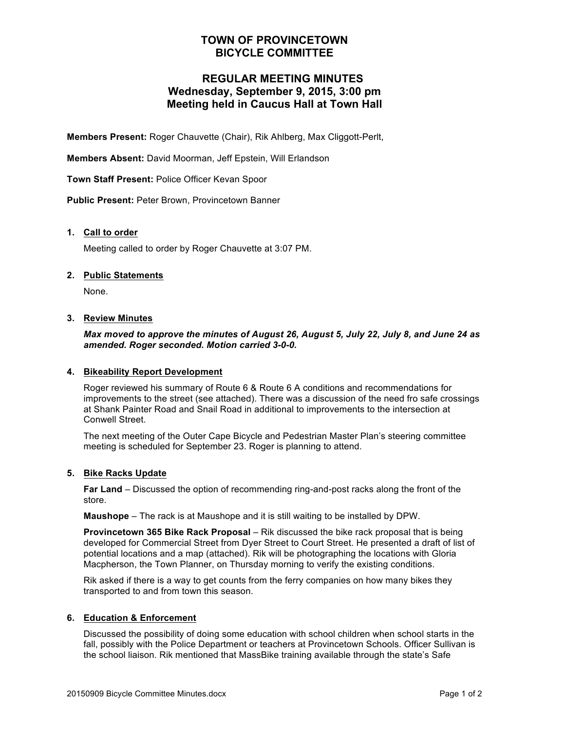# TOWN OF PROVINCETOWN
# BICYCLE COMMITTEE

## REGULAR MEETING MINUTES
## Wednesday, September 9, 2015, 3:00 pm
## Meeting held in Caucus Hall at Town Hall

**Members Present:** Roger Chauvette (Chair), Rik Ahlberg, Max Cliggott-Perlt,

**Members Absent:** David Moorman, Jeff Epstein, Will Erlandson

**Town Staff Present:** Police Officer Kevan Spoor

**Public Present:** Peter Brown, Provincetown Banner

1. **Call to order**

   Meeting called to order by Roger Chauvette at 3:07 PM.

2. **Public Statements**

   None.

3. **Review Minutes**

   ***Max moved to approve the minutes of August 26, August 5, July 22, July 8, and June 24 as amended. Roger seconded. Motion carried 3-0-0.***

4. **Bikeability Report Development**

   Roger reviewed his summary of Route 6 & Route 6 A conditions and recommendations for improvements to the street (see attached). There was a discussion of the need fro safe crossings at Shank Painter Road and Snail Road in additional to improvements to the intersection at Conwell Street.

   The next meeting of the Outer Cape Bicycle and Pedestrian Master Plan's steering committee meeting is scheduled for September 23. Roger is planning to attend.

5. **Bike Racks Update**

   **Far Land** – Discussed the option of recommending ring-and-post racks along the front of the store.

   **Maushope** – The rack is at Maushope and it is still waiting to be installed by DPW.

   **Provincetown 365 Bike Rack Proposal** – Rik discussed the bike rack proposal that is being developed for Commercial Street from Dyer Street to Court Street. He presented a draft of list of potential locations and a map (attached). Rik will be photographing the locations with Gloria Macpherson, the Town Planner, on Thursday morning to verify the existing conditions.

   Rik asked if there is a way to get counts from the ferry companies on how many bikes they transported to and from town this season.

6. **Education & Enforcement**

   Discussed the possibility of doing some education with school children when school starts in the fall, possibly with the Police Department or teachers at Provincetown Schools. Officer Sullivan is the school liaison. Rik mentioned that MassBike training available through the state's Safe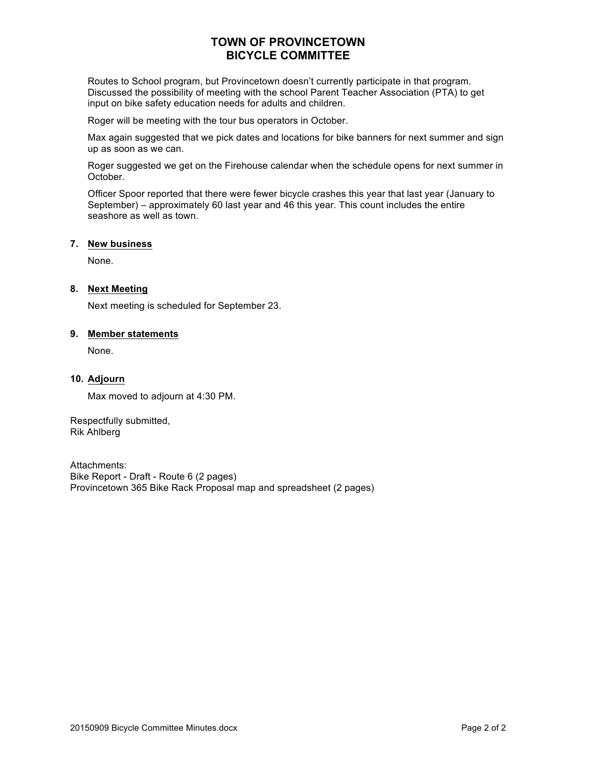# TOWN OF PROVINCETOWN
# BICYCLE COMMITTEE

Routes to School program, but Provincetown doesn't currently participate in that program. Discussed the possibility of meeting with the school Parent Teacher Association (PTA) to get input on bike safety education needs for adults and children.

Roger will be meeting with the tour bus operators in October.

Max again suggested that we pick dates and locations for bike banners for next summer and sign up as soon as we can.

Roger suggested we get on the Firehouse calendar when the schedule opens for next summer in October.

Officer Spoor reported that there were fewer bicycle crashes this year that last year (January to September) – approximately 60 last year and 46 this year. This count includes the entire seashore as well as town.

**7. New business**

None.

**8. Next Meeting**

Next meeting is scheduled for September 23.

**9. Member statements**

None.

**10. Adjourn**

Max moved to adjourn at 4:30 PM.

Respectfully submitted,
Rik Ahlberg

Attachments:
Bike Report - Draft - Route 6 (2 pages)
Provincetown 365 Bike Rack Proposal map and spreadsheet (2 pages)

20150909 Bicycle Committee Minutes.docx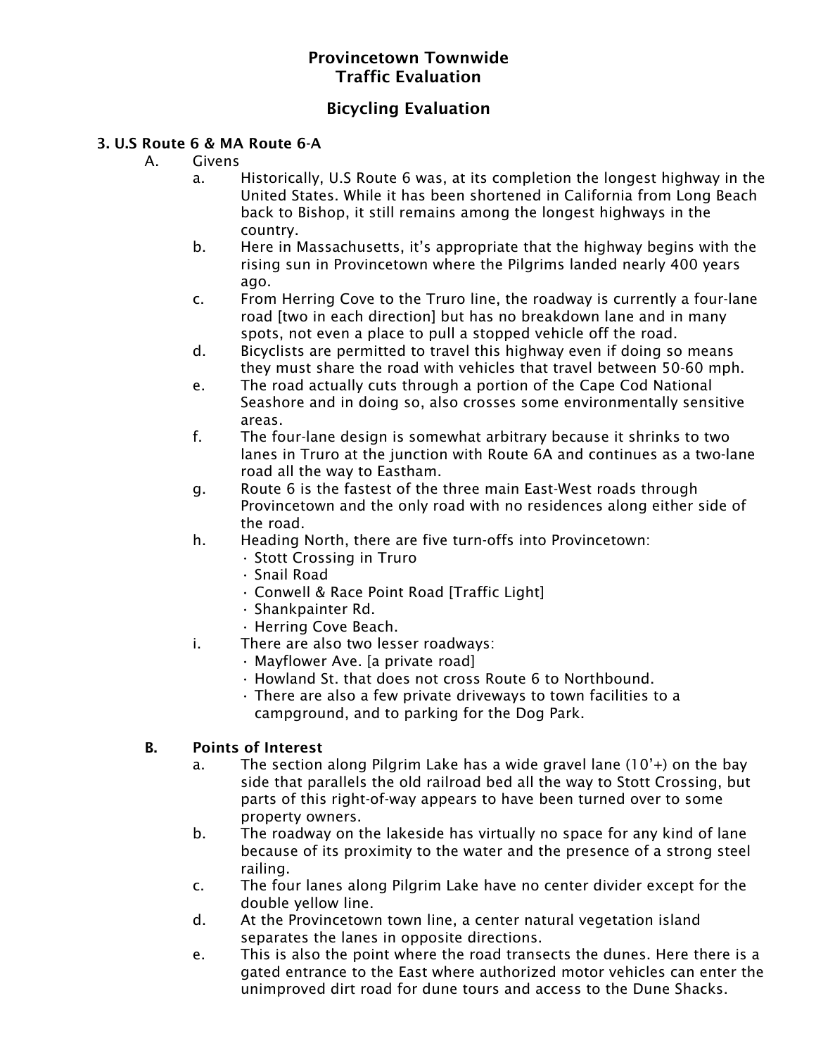# Provincetown Townwide
# Traffic Evaluation

## Bicycling Evaluation

### 3. U.S Route 6 & MA Route 6-A

A. Givens

a. Historically, U.S Route 6 was, at its completion the longest highway in the United States. While it has been shortened in California from Long Beach back to Bishop, it still remains among the longest highways in the country.

b. Here in Massachusetts, it's appropriate that the highway begins with the rising sun in Provincetown where the Pilgrims landed nearly 400 years ago.

c. From Herring Cove to the Truro line, the roadway is currently a four-lane road [two in each direction] but has no breakdown lane and in many spots, not even a place to pull a stopped vehicle off the road.

d. Bicyclists are permitted to travel this highway even if doing so means they must share the road with vehicles that travel between 50-60 mph.

e. The road actually cuts through a portion of the Cape Cod National Seashore and in doing so, also crosses some environmentally sensitive areas.

f. The four-lane design is somewhat arbitrary because it shrinks to two lanes in Truro at the junction with Route 6A and continues as a two-lane road all the way to Eastham.

g. Route 6 is the fastest of the three main East-West roads through Provincetown and the only road with no residences along either side of the road.

h. Heading North, there are five turn-offs into Provincetown:
- Stott Crossing in Truro
- Snail Road
- Conwell & Race Point Road [Traffic Light]
- Shankpainter Rd.
- Herring Cove Beach.

i. There are also two lesser roadways:
- Mayflower Ave. [a private road]
- Howland St. that does not cross Route 6 to Northbound.
- There are also a few private driveways to town facilities to a campground, and to parking for the Dog Park.

**B. Points of Interest**

a. The section along Pilgrim Lake has a wide gravel lane (10'+) on the bay side that parallels the old railroad bed all the way to Stott Crossing, but parts of this right-of-way appears to have been turned over to some property owners.

b. The roadway on the lakeside has virtually no space for any kind of lane because of its proximity to the water and the presence of a strong steel railing.

c. The four lanes along Pilgrim Lake have no center divider except for the double yellow line.

d. At the Provincetown town line, a center natural vegetation island separates the lanes in opposite directions.

e. This is also the point where the road transects the dunes. Here there is a gated entrance to the East where authorized motor vehicles can enter the unimproved dirt road for dune tours and access to the Dune Shacks.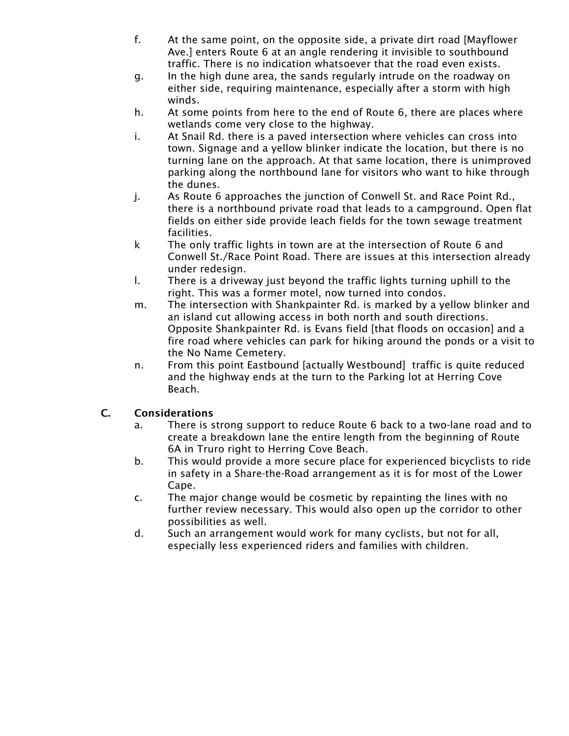f. At the same point, on the opposite side, a private dirt road [Mayflower Ave.] enters Route 6 at an angle rendering it invisible to southbound traffic. There is no indication whatsoever that the road even exists.

g. In the high dune area, the sands regularly intrude on the roadway on either side, requiring maintenance, especially after a storm with high winds.

h. At some points from here to the end of Route 6, there are places where wetlands come very close to the highway.

i. At Snail Rd. there is a paved intersection where vehicles can cross into town. Signage and a yellow blinker indicate the location, but there is no turning lane on the approach. At that same location, there is unimproved parking along the northbound lane for visitors who want to hike through the dunes.

j. As Route 6 approaches the junction of Conwell St. and Race Point Rd., there is a northbound private road that leads to a campground. Open flat fields on either side provide leach fields for the town sewage treatment facilities.

k The only traffic lights in town are at the intersection of Route 6 and Conwell St./Race Point Road. There are issues at this intersection already under redesign.

l. There is a driveway just beyond the traffic lights turning uphill to the right. This was a former motel, now turned into condos.

m. The intersection with Shankpainter Rd. is marked by a yellow blinker and an island cut allowing access in both north and south directions. Opposite Shankpainter Rd. is Evans field [that floods on occasion] and a fire road where vehicles can park for hiking around the ponds or a visit to the No Name Cemetery.

n. From this point Eastbound [actually Westbound] traffic is quite reduced and the highway ends at the turn to the Parking lot at Herring Cove Beach.

## C. Considerations

a. There is strong support to reduce Route 6 back to a two-lane road and to create a breakdown lane the entire length from the beginning of Route 6A in Truro right to Herring Cove Beach.

b. This would provide a more secure place for experienced bicyclists to ride in safety in a Share-the-Road arrangement as it is for most of the Lower Cape.

c. The major change would be cosmetic by repainting the lines with no further review necessary. This would also open up the corridor to other possibilities as well.

d. Such an arrangement would work for many cyclists, but not for all, especially less experienced riders and families with children.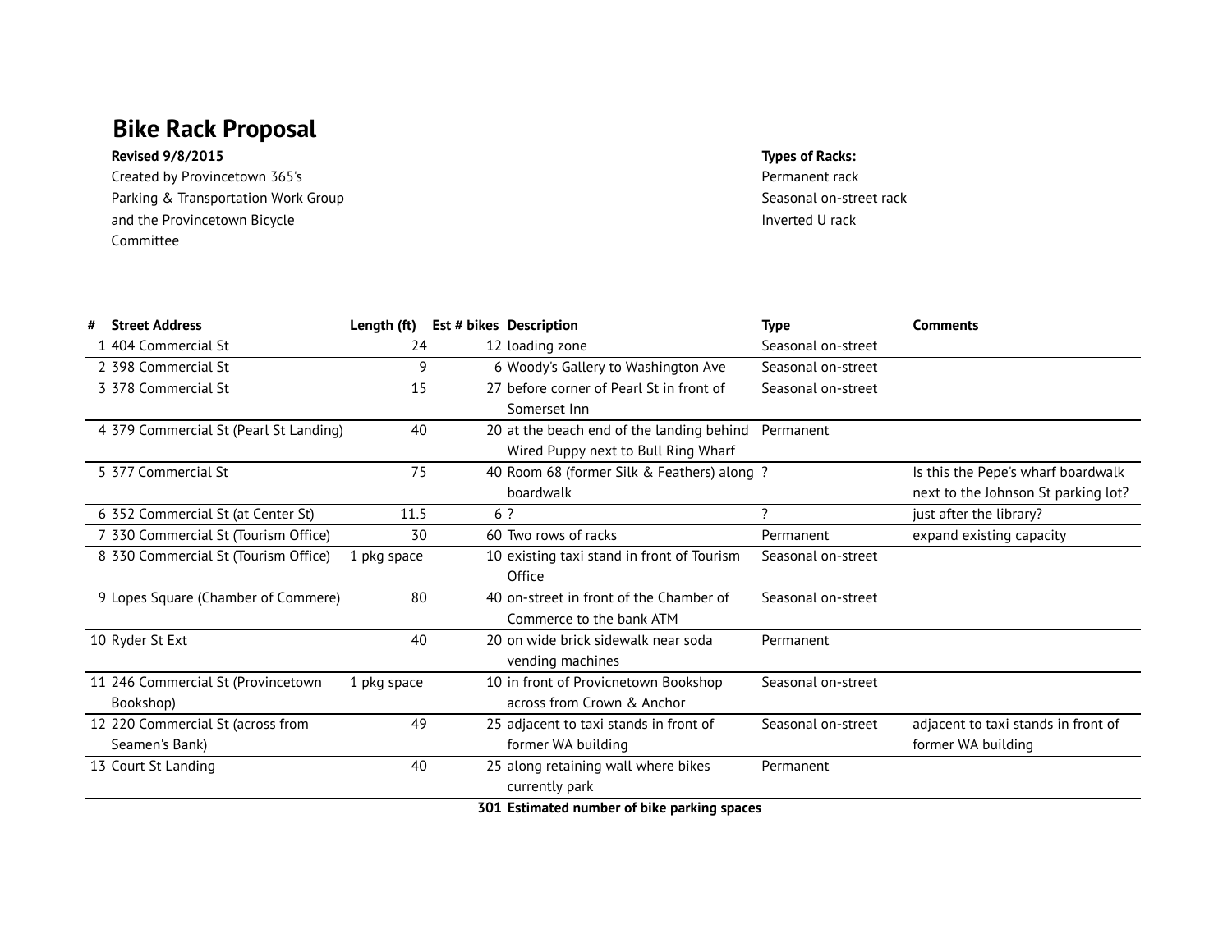# Bike Rack Proposal

**Revised 9/8/2015**

Created by Provincetown 365's
Parking & Transportation Work Group
and the Provincetown Bicycle
Committee

**Types of Racks:**

Permanent rack
Seasonal on-street rack
Inverted U rack

| # | Street Address | Length (ft) | Est # bikes | Description | Type | Comments |
|---|---|---|---|---|---|---|
| 1 | 404 Commercial St | 24 | 12 | loading zone | Seasonal on-street | |
| 2 | 398 Commercial St | 9 | 6 | Woody's Gallery to Washington Ave | Seasonal on-street | |
| 3 | 378 Commercial St | 15 | 27 | before corner of Pearl St in front of Somerset Inn | Seasonal on-street | |
| 4 | 379 Commercial St (Pearl St Landing) | 40 | 20 | at the beach end of the landing behind Wired Puppy next to Bull Ring Wharf | Permanent | |
| 5 | 377 Commercial St | 75 | 40 | Room 68 (former Silk & Feathers) along boardwalk | ? | Is this the Pepe's wharf boardwalk next to the Johnson St parking lot? |
| 6 | 352 Commercial St (at Center St) | 11.5 | 6 | ? | ? | just after the library? |
| 7 | 330 Commercial St (Tourism Office) | 30 | 60 | Two rows of racks | Permanent | expand existing capacity |
| 8 | 330 Commercial St (Tourism Office) | 1 pkg space | 10 | existing taxi stand in front of Tourism Office | Seasonal on-street | |
| 9 | Lopes Square (Chamber of Commere) | 80 | 40 | on-street in front of the Chamber of Commerce to the bank ATM | Seasonal on-street | |
| 10 | Ryder St Ext | 40 | 20 | on wide brick sidewalk near soda vending machines | Permanent | |
| 11 | 246 Commercial St (Provincetown Bookshop) | 1 pkg space | 10 | in front of Provicnetown Bookshop across from Crown & Anchor | Seasonal on-street | |
| 12 | 220 Commercial St (across from Seamen's Bank) | 49 | 25 | adjacent to taxi stands in front of former WA building | Seasonal on-street | adjacent to taxi stands in front of former WA building |
| 13 | Court St Landing | 40 | 25 | along retaining wall where bikes currently park | Permanent | |
| | | | **301** | **Estimated number of bike parking spaces** | | |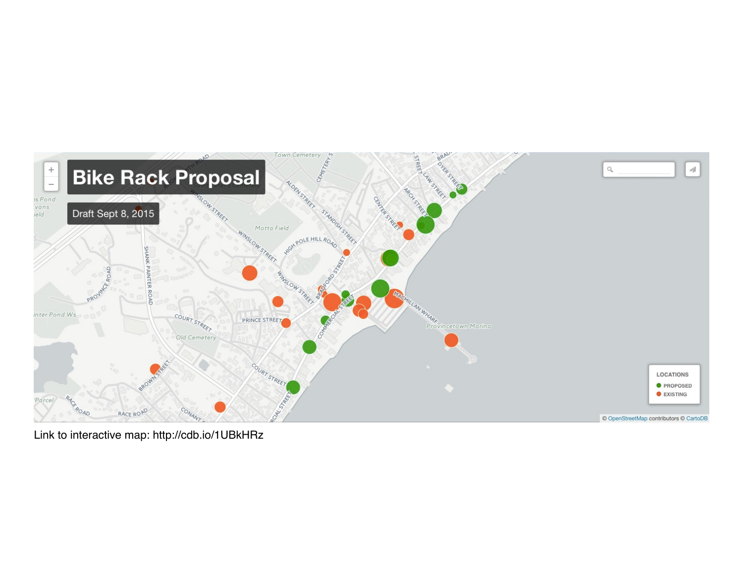Bike Rack Proposal

Draft Sept 8, 2015

LOCATIONS
PROPOSED
EXISTING

© OpenStreetMap contributors © CartoDB

Link to interactive map: http://cdb.io/1UBkHRz